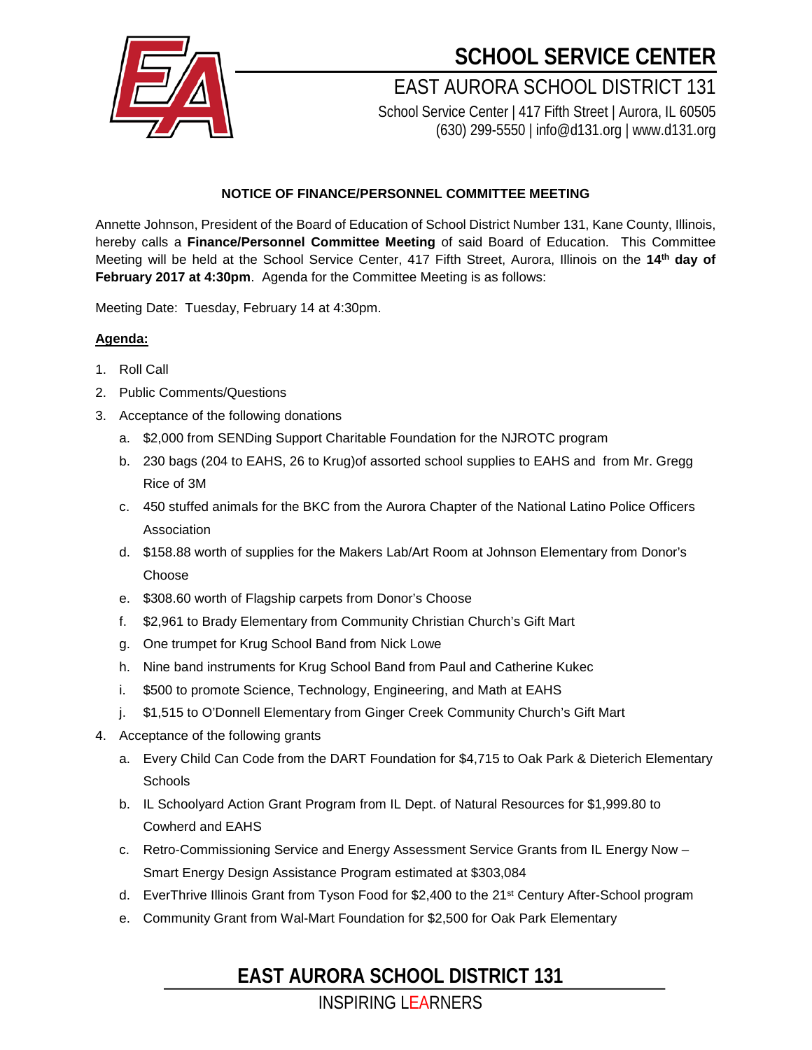# SCHOOL SERVICE CENTER

EAST AURORA SCHOOL DISTRICT 131

School Service Center | 417 Fifth Street | Aurora, IL 60505
(630) 299-5550 | info@d131.org | www.d131.org

**NOTICE OF FINANCE/PERSONNEL COMMITTEE MEETING**

Annette Johnson, President of the Board of Education of School District Number 131, Kane County, Illinois, hereby calls a **Finance/Personnel Committee Meeting** of said Board of Education. This Committee Meeting will be held at the School Service Center, 417 Fifth Street, Aurora, Illinois on the **14th day of February 2017 at 4:30pm**. Agenda for the Committee Meeting is as follows:

Meeting Date: Tuesday, February 14 at 4:30pm.

**Agenda:**

1. Roll Call
2. Public Comments/Questions
3. Acceptance of the following donations
   a. $2,000 from SENDing Support Charitable Foundation for the NJROTC program
   b. 230 bags (204 to EAHS, 26 to Krug)of assorted school supplies to EAHS and from Mr. Gregg Rice of 3M
   c. 450 stuffed animals for the BKC from the Aurora Chapter of the National Latino Police Officers Association
   d. $158.88 worth of supplies for the Makers Lab/Art Room at Johnson Elementary from Donor's Choose
   e. $308.60 worth of Flagship carpets from Donor's Choose
   f. $2,961 to Brady Elementary from Community Christian Church's Gift Mart
   g. One trumpet for Krug School Band from Nick Lowe
   h. Nine band instruments for Krug School Band from Paul and Catherine Kukec
   i. $500 to promote Science, Technology, Engineering, and Math at EAHS
   j. $1,515 to O'Donnell Elementary from Ginger Creek Community Church's Gift Mart
4. Acceptance of the following grants
   a. Every Child Can Code from the DART Foundation for $4,715 to Oak Park & Dieterich Elementary Schools
   b. IL Schoolyard Action Grant Program from IL Dept. of Natural Resources for $1,999.80 to Cowherd and EAHS
   c. Retro-Commissioning Service and Energy Assessment Service Grants from IL Energy Now – Smart Energy Design Assistance Program estimated at $303,084
   d. EverThrive Illinois Grant from Tyson Food for $2,400 to the 21st Century After-School program
   e. Community Grant from Wal-Mart Foundation for $2,500 for Oak Park Elementary

**EAST AURORA SCHOOL DISTRICT 131**

INSPIRING LEARNERS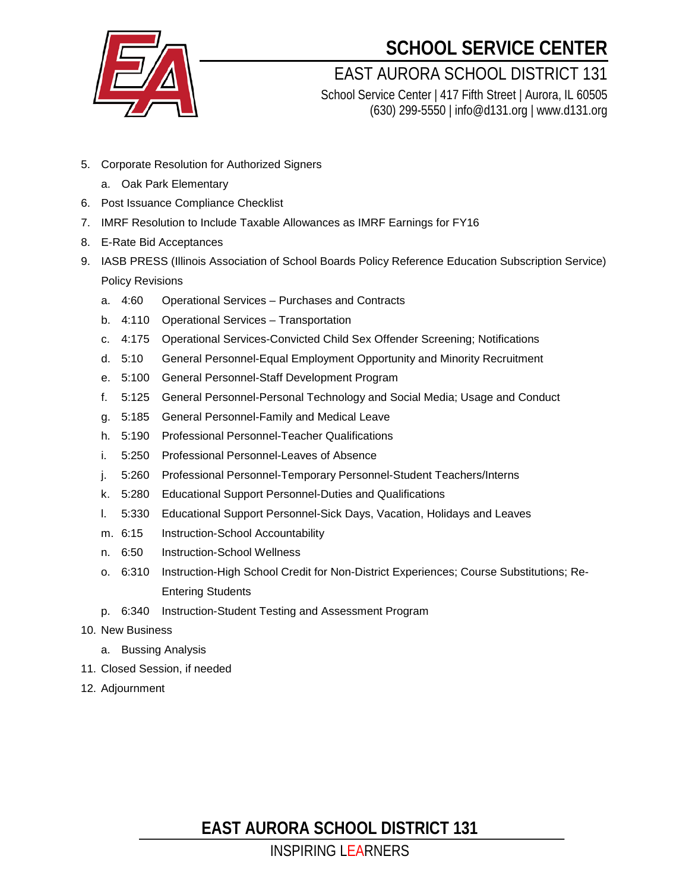5. Corporate Resolution for Authorized Signers
    a. Oak Park Elementary
6. Post Issuance Compliance Checklist
7. IMRF Resolution to Include Taxable Allowances as IMRF Earnings for FY16
8. E-Rate Bid Acceptances
9. IASB PRESS (Illinois Association of School Boards Policy Reference Education Subscription Service) Policy Revisions
    a. 4:60 Operational Services – Purchases and Contracts
    b. 4:110 Operational Services – Transportation
    c. 4:175 Operational Services-Convicted Child Sex Offender Screening; Notifications
    d. 5:10 General Personnel-Equal Employment Opportunity and Minority Recruitment
    e. 5:100 General Personnel-Staff Development Program
    f. 5:125 General Personnel-Personal Technology and Social Media; Usage and Conduct
    g. 5:185 General Personnel-Family and Medical Leave
    h. 5:190 Professional Personnel-Teacher Qualifications
    i. 5:250 Professional Personnel-Leaves of Absence
    j. 5:260 Professional Personnel-Temporary Personnel-Student Teachers/Interns
    k. 5:280 Educational Support Personnel-Duties and Qualifications
    l. 5:330 Educational Support Personnel-Sick Days, Vacation, Holidays and Leaves
    m. 6:15 Instruction-School Accountability
    n. 6:50 Instruction-School Wellness
    o. 6:310 Instruction-High School Credit for Non-District Experiences; Course Substitutions; Re-Entering Students
    p. 6:340 Instruction-Student Testing and Assessment Program
10. New Business
    a. Bussing Analysis
11. Closed Session, if needed
12. Adjournment